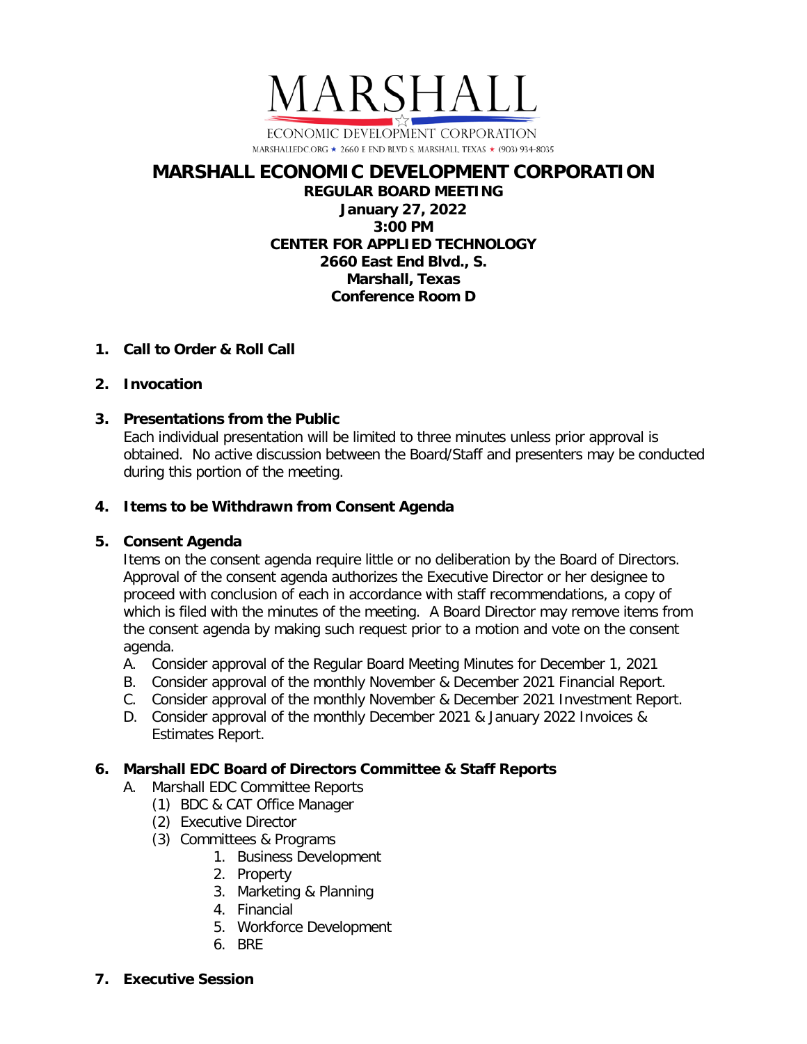MARSHALL

ECONOMIC DEVELOPMENT CORPORATION

MARSHALLEDC.ORG ★ 2660 E END BLVD S. MARSHALL, TEXAS ★ (903) 934-8035

# MARSHALL ECONOMIC DEVELOPMENT CORPORATION

**REGULAR BOARD MEETING**
**January 27, 2022**
**3:00 PM**
**CENTER FOR APPLIED TECHNOLOGY**
**2660 East End Blvd., S.**
**Marshall, Texas**
**Conference Room D**

1. **Call to Order & Roll Call**

2. **Invocation**

3. **Presentations from the Public**
   Each individual presentation will be limited to three minutes unless prior approval is obtained. No active discussion between the Board/Staff and presenters may be conducted during this portion of the meeting.

4. **Items to be Withdrawn from Consent Agenda**

5. **Consent Agenda**
   Items on the consent agenda require little or no deliberation by the Board of Directors. Approval of the consent agenda authorizes the Executive Director or her designee to proceed with conclusion of each in accordance with staff recommendations, a copy of which is filed with the minutes of the meeting. A Board Director may remove items from the consent agenda by making such request prior to a motion and vote on the consent agenda.
   A. Consider approval of the Regular Board Meeting Minutes for December 1, 2021
   B. Consider approval of the monthly November & December 2021 Financial Report.
   C. Consider approval of the monthly November & December 2021 Investment Report.
   D. Consider approval of the monthly December 2021 & January 2022 Invoices & Estimates Report.

6. **Marshall EDC Board of Directors Committee & Staff Reports**
   A. Marshall EDC Committee Reports
      (1) BDC & CAT Office Manager
      (2) Executive Director
      (3) Committees & Programs
         1. Business Development
         2. Property
         3. Marketing & Planning
         4. Financial
         5. Workforce Development
         6. BRE

7. **Executive Session**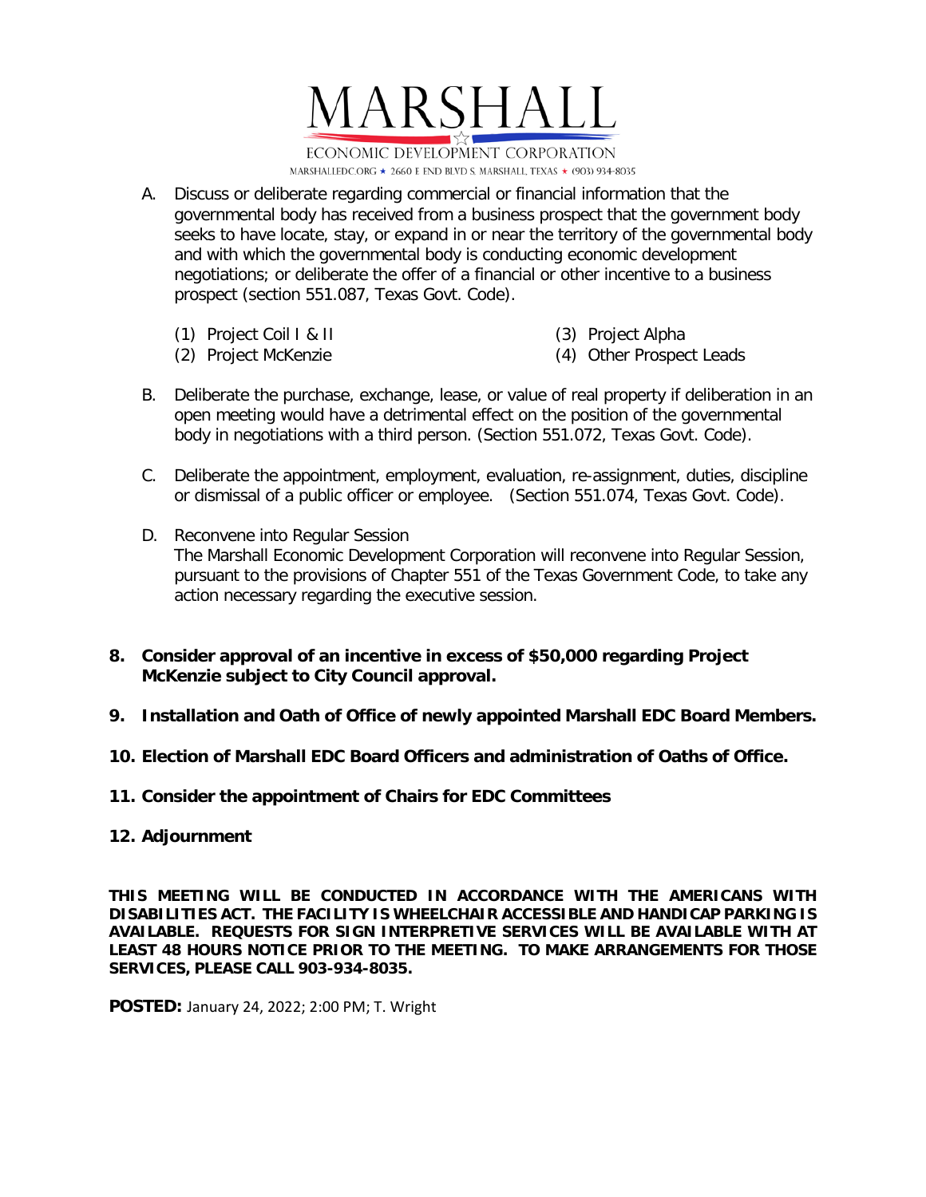# MARSHALL

ECONOMIC DEVELOPMENT CORPORATION

MARSHALLEDC.ORG ★ 2660 E END BLVD S. MARSHALL, TEXAS ★ (903) 934-8035

A. Discuss or deliberate regarding commercial or financial information that the governmental body has received from a business prospect that the government body seeks to have locate, stay, or expand in or near the territory of the governmental body and with which the governmental body is conducting economic development negotiations; or deliberate the offer of a financial or other incentive to a business prospect (section 551.087, Texas Govt. Code).

   (1) Project Coil I & II
   (2) Project McKenzie
   (3) Project Alpha
   (4) Other Prospect Leads

B. Deliberate the purchase, exchange, lease, or value of real property if deliberation in an open meeting would have a detrimental effect on the position of the governmental body in negotiations with a third person. (Section 551.072, Texas Govt. Code).

C. Deliberate the appointment, employment, evaluation, re-assignment, duties, discipline or dismissal of a public officer or employee. (Section 551.074, Texas Govt. Code).

D. Reconvene into Regular Session
   The Marshall Economic Development Corporation will reconvene into Regular Session, pursuant to the provisions of Chapter 551 of the Texas Government Code, to take any action necessary regarding the executive session.

**8. Consider approval of an incentive in excess of $50,000 regarding Project McKenzie subject to City Council approval.**

**9. Installation and Oath of Office of newly appointed Marshall EDC Board Members.**

**10. Election of Marshall EDC Board Officers and administration of Oaths of Office.**

**11. Consider the appointment of Chairs for EDC Committees**

**12. Adjournment**

**THIS MEETING WILL BE CONDUCTED IN ACCORDANCE WITH THE AMERICANS WITH DISABILITIES ACT. THE FACILITY IS WHEELCHAIR ACCESSIBLE AND HANDICAP PARKING IS AVAILABLE. REQUESTS FOR SIGN INTERPRETIVE SERVICES WILL BE AVAILABLE WITH AT LEAST 48 HOURS NOTICE PRIOR TO THE MEETING. TO MAKE ARRANGEMENTS FOR THOSE SERVICES, PLEASE CALL 903-934-8035.**

**POSTED:** January 24, 2022; 2:00 PM; T. Wright